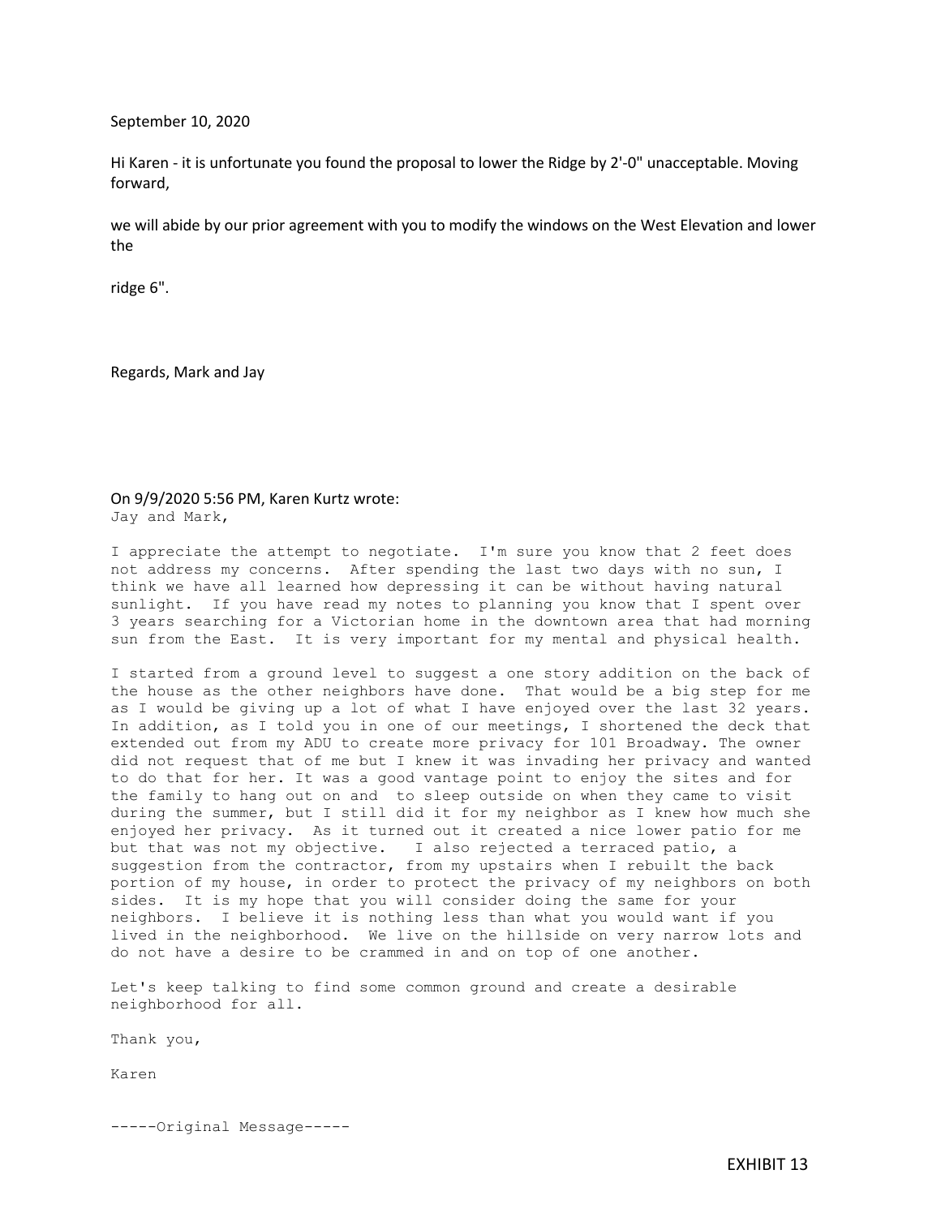September 10, 2020

Hi Karen - it is unfortunate you found the proposal to lower the Ridge by 2'-0" unacceptable. Moving forward,

we will abide by our prior agreement with you to modify the windows on the West Elevation and lower the

ridge 6".

Regards, Mark and Jay

On 9/9/2020 5:56 PM, Karen Kurtz wrote:

Jay and Mark,

I appreciate the attempt to negotiate. I'm sure you know that 2 feet does not address my concerns. After spending the last two days with no sun, I think we have all learned how depressing it can be without having natural sunlight. If you have read my notes to planning you know that I spent over 3 years searching for a Victorian home in the downtown area that had morning sun from the East. It is very important for my mental and physical health.

I started from a ground level to suggest a one story addition on the back of the house as the other neighbors have done. That would be a big step for me as I would be giving up a lot of what I have enjoyed over the last 32 years. In addition, as I told you in one of our meetings, I shortened the deck that extended out from my ADU to create more privacy for 101 Broadway. The owner did not request that of me but I knew it was invading her privacy and wanted to do that for her. It was a good vantage point to enjoy the sites and for the family to hang out on and to sleep outside on when they came to visit during the summer, but I still did it for my neighbor as I knew how much she enjoyed her privacy. As it turned out it created a nice lower patio for me but that was not my objective. I also rejected a terraced patio, a suggestion from the contractor, from my upstairs when I rebuilt the back portion of my house, in order to protect the privacy of my neighbors on both sides. It is my hope that you will consider doing the same for your neighbors. I believe it is nothing less than what you would want if you lived in the neighborhood. We live on the hillside on very narrow lots and do not have a desire to be crammed in and on top of one another.

Let's keep talking to find some common ground and create a desirable neighborhood for all.

Thank you,

Karen

-----Original Message-----

EXHIBIT 13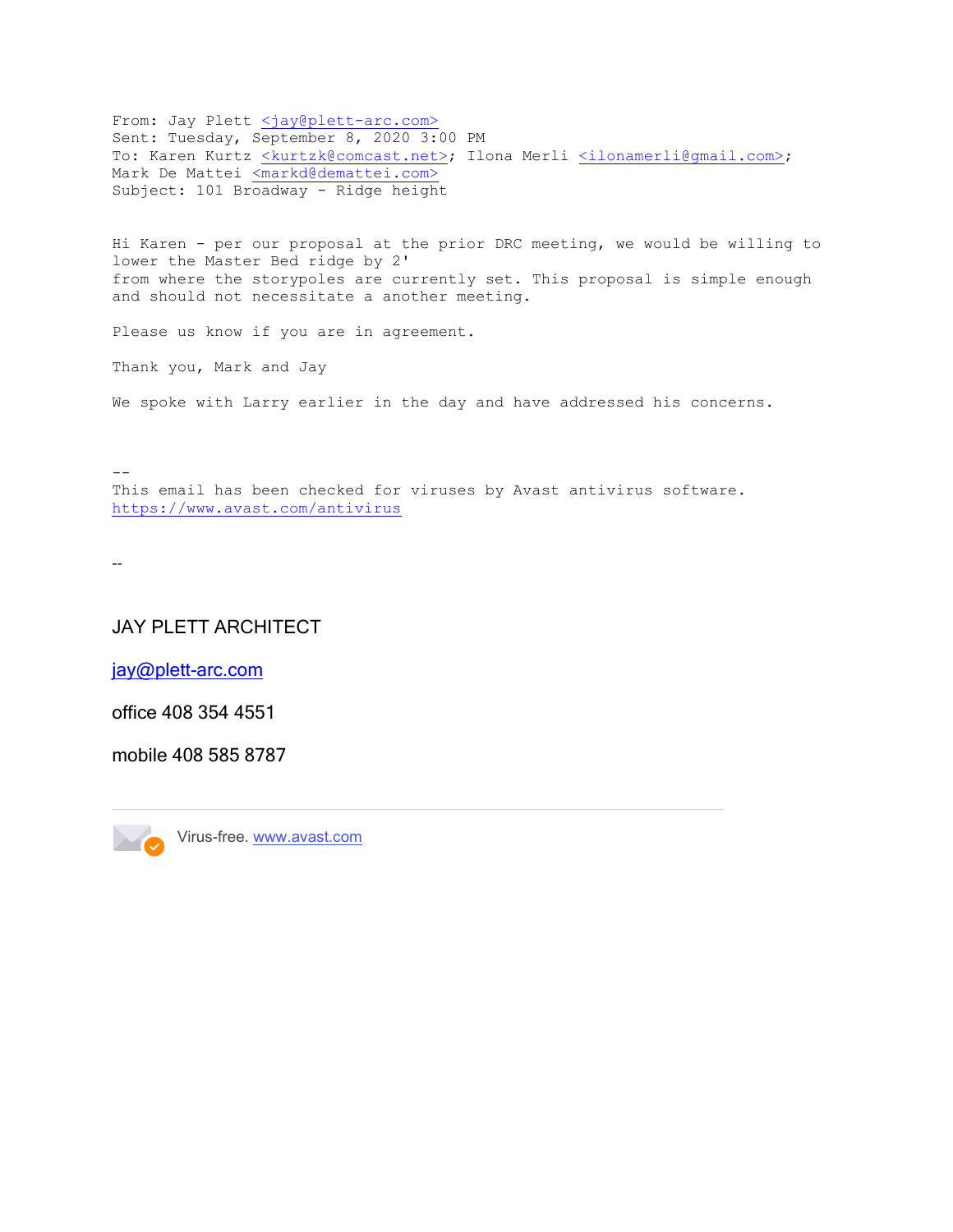From: Jay Plett <jay@plett-arc.com>
Sent: Tuesday, September 8, 2020 3:00 PM
To: Karen Kurtz <kurtzk@comcast.net>; Ilona Merli <ilonamerli@gmail.com>; Mark De Mattei <markd@demattei.com>
Subject: 101 Broadway - Ridge height

Hi Karen - per our proposal at the prior DRC meeting, we would be willing to lower the Master Bed ridge by 2'
from where the storypoles are currently set. This proposal is simple enough and should not necessitate a another meeting.

Please us know if you are in agreement.

Thank you, Mark and Jay

We spoke with Larry earlier in the day and have addressed his concerns.

--
This email has been checked for viruses by Avast antivirus software.
https://www.avast.com/antivirus

--

JAY PLETT ARCHITECT

jay@plett-arc.com

office 408 354 4551

mobile 408 585 8787

---

Virus-free. www.avast.com